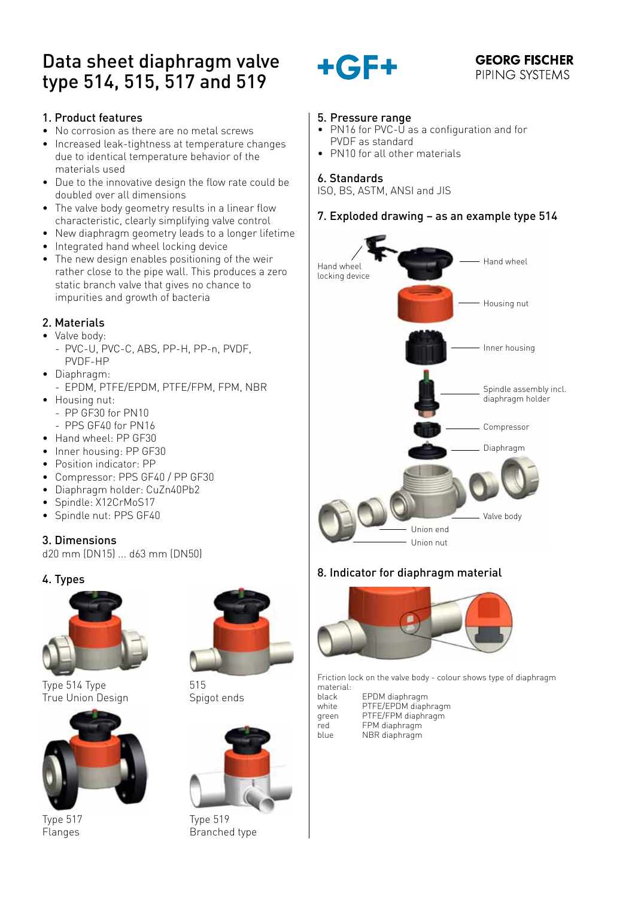# Data sheet diaphragm valve type 514, 515, 517 and 519

GEORG FISCHER
PIPING SYSTEMS

## 1. Product features

- No corrosion as there are no metal screws
- Increased leak-tightness at temperature changes due to identical temperature behavior of the materials used
- Due to the innovative design the flow rate could be doubled over all dimensions
- The valve body geometry results in a linear flow characteristic, clearly simplifying valve control
- New diaphragm geometry leads to a longer lifetime
- Integrated hand wheel locking device
- The new design enables positioning of the weir rather close to the pipe wall. This produces a zero static branch valve that gives no chance to impurities and growth of bacteria

## 2. Materials

- Valve body:
  - PVC-U, PVC-C, ABS, PP-H, PP-n, PVDF, PVDF-HP
- Diaphragm:
  - EPDM, PTFE/EPDM, PTFE/FPM, FPM, NBR
- Housing nut:
  - PP GF30 for PN10
  - PPS GF40 for PN16
- Hand wheel: PP GF30
- Inner housing: PP GF30
- Position indicator: PP
- Compressor: PPS GF40 / PP GF30
- Diaphragm holder: CuZn40Pb2
- Spindle: X12CrMoS17
- Spindle nut: PPS GF40

## 3. Dimensions

d20 mm (DN15) ... d63 mm (DN50)

## 4. Types

Type 514 Type
True Union Design

515
Spigot ends

Type 517
Flanges

Type 519
Branched type

## 5. Pressure range

- PN16 for PVC-U as a configuration and for PVDF as standard
- PN10 for all other materials

## 6. Standards

ISO, BS, ASTM, ANSI and JIS

## 7. Exploded drawing – as an example type 514

Hand wheel locking device
Hand wheel
Housing nut
Inner housing
Spindle assembly incl. diaphragm holder
Compressor
Diaphragm
Valve body
Union end
Union nut

## 8. Indicator for diaphragm material

Friction lock on the valve body - colour shows type of diaphragm material:

| | |
|---|---|
| black | EPDM diaphragm |
| white | PTFE/EPDM diaphragm |
| green | PTFE/FPM diaphragm |
| red | FPM diaphragm |
| blue | NBR diaphragm |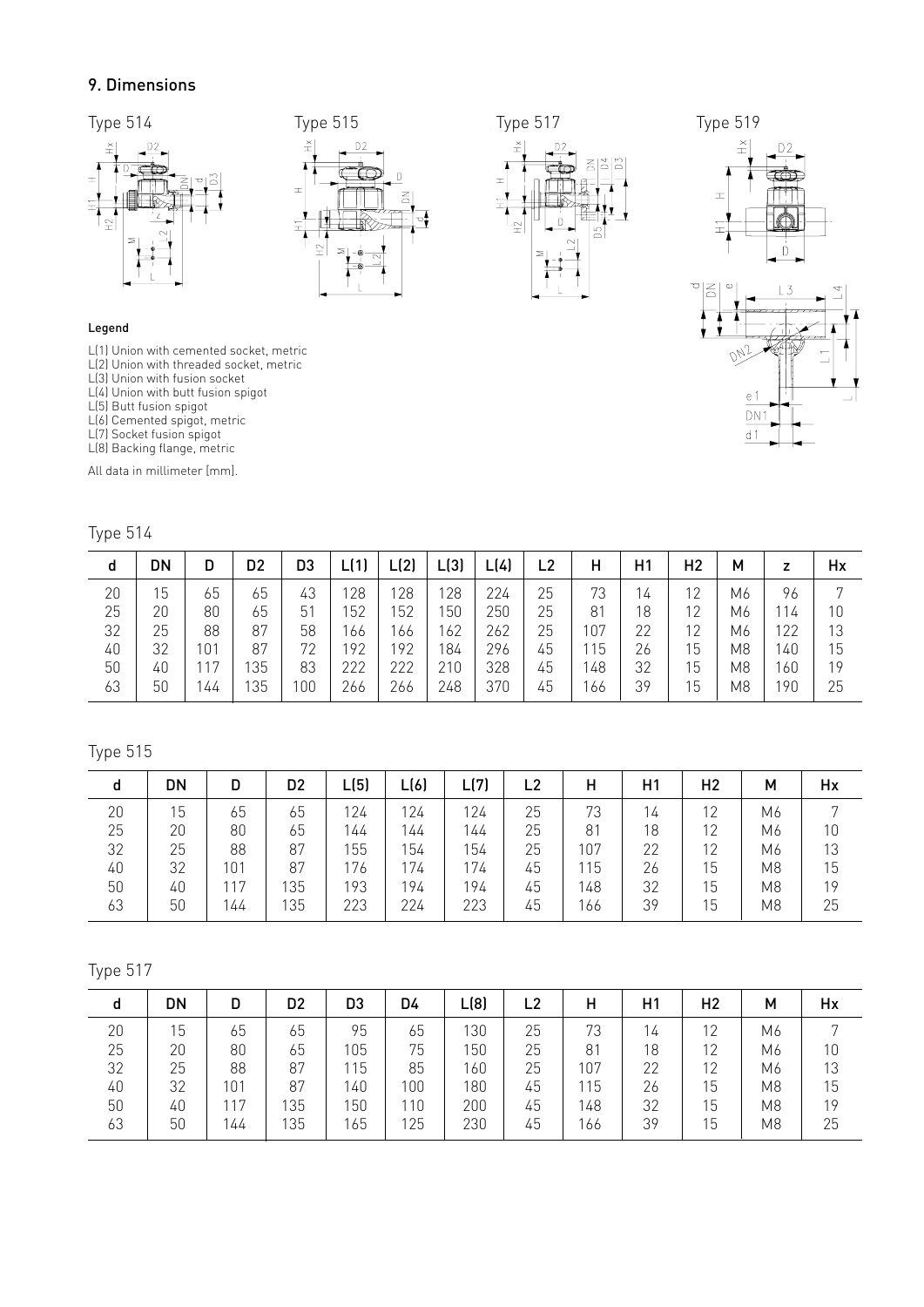## 9. Dimensions

Type 514

Type 515

Type 517

Type 519

**Legend**

L(1) Union with cemented socket, metric
L(2) Union with threaded socket, metric
L(3) Union with fusion socket
L(4) Union with butt fusion spigot
L(5) Butt fusion spigot
L(6) Cemented spigot, metric
L(7) Socket fusion spigot
L(8) Backing flange, metric

All data in millimeter [mm].

Type 514

| d | DN | D | D2 | D3 | L(1) | L(2) | L(3) | L(4) | L2 | H | H1 | H2 | M | z | Hx |
|---|---|---|---|---|---|---|---|---|---|---|---|---|---|---|---|
| 20 | 15 | 65 | 65 | 43 | 128 | 128 | 128 | 224 | 25 | 73 | 14 | 12 | M6 | 96 | 7 |
| 25 | 20 | 80 | 65 | 51 | 152 | 152 | 150 | 250 | 25 | 81 | 18 | 12 | M6 | 114 | 10 |
| 32 | 25 | 88 | 87 | 58 | 166 | 166 | 162 | 262 | 25 | 107 | 22 | 12 | M6 | 122 | 13 |
| 40 | 32 | 101 | 87 | 72 | 192 | 192 | 184 | 296 | 45 | 115 | 26 | 15 | M8 | 140 | 15 |
| 50 | 40 | 117 | 135 | 83 | 222 | 222 | 210 | 328 | 45 | 148 | 32 | 15 | M8 | 160 | 19 |
| 63 | 50 | 144 | 135 | 100 | 266 | 266 | 248 | 370 | 45 | 166 | 39 | 15 | M8 | 190 | 25 |

Type 515

| d | DN | D | D2 | L(5) | L(6) | L(7) | L2 | H | H1 | H2 | M | Hx |
|---|---|---|---|---|---|---|---|---|---|---|---|---|
| 20 | 15 | 65 | 65 | 124 | 124 | 124 | 25 | 73 | 14 | 12 | M6 | 7 |
| 25 | 20 | 80 | 65 | 144 | 144 | 144 | 25 | 81 | 18 | 12 | M6 | 10 |
| 32 | 25 | 88 | 87 | 155 | 154 | 154 | 25 | 107 | 22 | 12 | M6 | 13 |
| 40 | 32 | 101 | 87 | 176 | 174 | 174 | 45 | 115 | 26 | 15 | M8 | 15 |
| 50 | 40 | 117 | 135 | 193 | 194 | 194 | 45 | 148 | 32 | 15 | M8 | 19 |
| 63 | 50 | 144 | 135 | 223 | 224 | 223 | 45 | 166 | 39 | 15 | M8 | 25 |

Type 517

| d | DN | D | D2 | D3 | D4 | L(8) | L2 | H | H1 | H2 | M | Hx |
|---|---|---|---|---|---|---|---|---|---|---|---|---|
| 20 | 15 | 65 | 65 | 95 | 65 | 130 | 25 | 73 | 14 | 12 | M6 | 7 |
| 25 | 20 | 80 | 65 | 105 | 75 | 150 | 25 | 81 | 18 | 12 | M6 | 10 |
| 32 | 25 | 88 | 87 | 115 | 85 | 160 | 25 | 107 | 22 | 12 | M6 | 13 |
| 40 | 32 | 101 | 87 | 140 | 100 | 180 | 45 | 115 | 26 | 15 | M8 | 15 |
| 50 | 40 | 117 | 135 | 150 | 110 | 200 | 45 | 148 | 32 | 15 | M8 | 19 |
| 63 | 50 | 144 | 135 | 165 | 125 | 230 | 45 | 166 | 39 | 15 | M8 | 25 |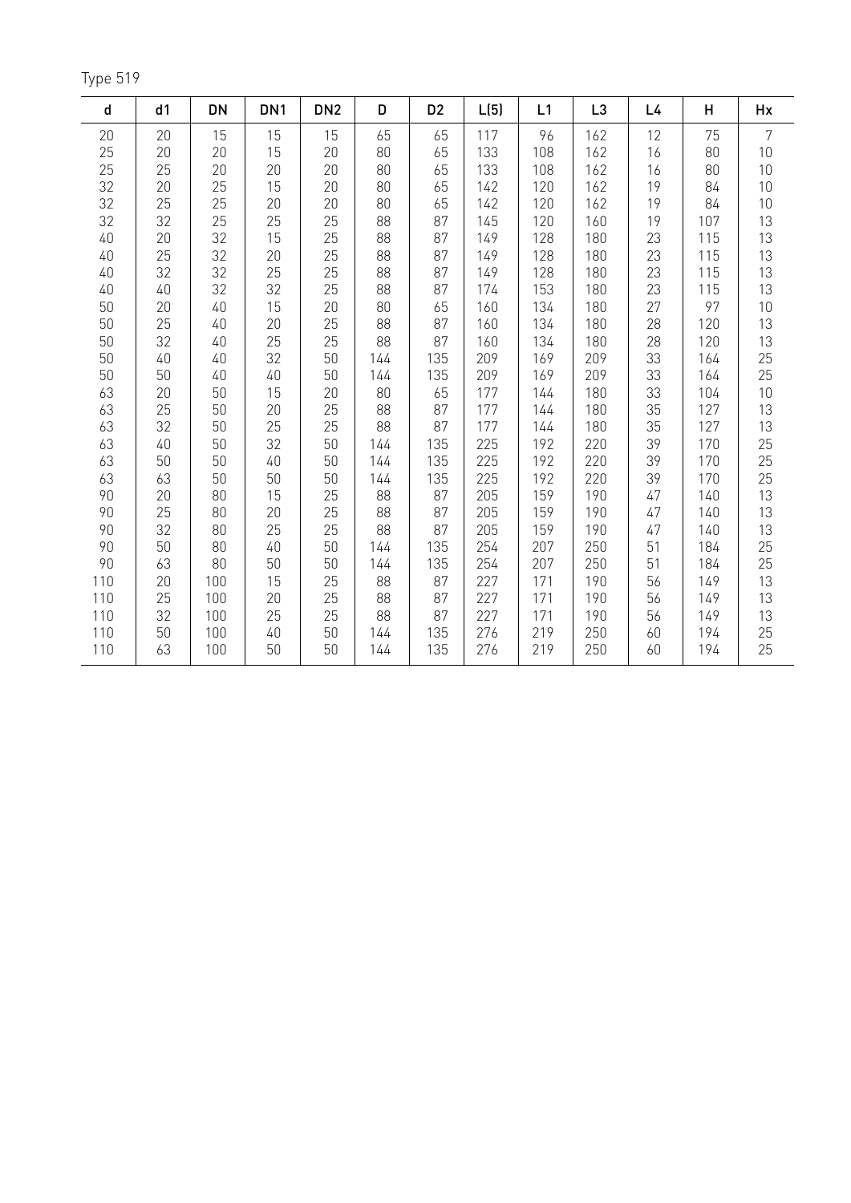Type 519

| d | d1 | DN | DN1 | DN2 | D | D2 | L(5) | L1 | L3 | L4 | H | Hx |
|---|---|---|---|---|---|---|---|---|---|---|---|---|
| 20 | 20 | 15 | 15 | 15 | 65 | 65 | 117 | 96 | 162 | 12 | 75 | 7 |
| 25 | 20 | 20 | 15 | 20 | 80 | 65 | 133 | 108 | 162 | 16 | 80 | 10 |
| 25 | 25 | 20 | 20 | 20 | 80 | 65 | 133 | 108 | 162 | 16 | 80 | 10 |
| 32 | 20 | 25 | 15 | 20 | 80 | 65 | 142 | 120 | 162 | 19 | 84 | 10 |
| 32 | 25 | 25 | 20 | 20 | 80 | 65 | 142 | 120 | 162 | 19 | 84 | 10 |
| 32 | 32 | 25 | 25 | 25 | 88 | 87 | 145 | 120 | 160 | 19 | 107 | 13 |
| 40 | 20 | 32 | 15 | 25 | 88 | 87 | 149 | 128 | 180 | 23 | 115 | 13 |
| 40 | 25 | 32 | 20 | 25 | 88 | 87 | 149 | 128 | 180 | 23 | 115 | 13 |
| 40 | 32 | 32 | 25 | 25 | 88 | 87 | 149 | 128 | 180 | 23 | 115 | 13 |
| 40 | 40 | 32 | 32 | 25 | 88 | 87 | 174 | 153 | 180 | 23 | 115 | 13 |
| 50 | 20 | 40 | 15 | 20 | 80 | 65 | 160 | 134 | 180 | 27 | 97 | 10 |
| 50 | 25 | 40 | 20 | 25 | 88 | 87 | 160 | 134 | 180 | 28 | 120 | 13 |
| 50 | 32 | 40 | 25 | 25 | 88 | 87 | 160 | 134 | 180 | 28 | 120 | 13 |
| 50 | 40 | 40 | 32 | 50 | 144 | 135 | 209 | 169 | 209 | 33 | 164 | 25 |
| 50 | 50 | 40 | 40 | 50 | 144 | 135 | 209 | 169 | 209 | 33 | 164 | 25 |
| 63 | 20 | 50 | 15 | 20 | 80 | 65 | 177 | 144 | 180 | 33 | 104 | 10 |
| 63 | 25 | 50 | 20 | 25 | 88 | 87 | 177 | 144 | 180 | 35 | 127 | 13 |
| 63 | 32 | 50 | 25 | 25 | 88 | 87 | 177 | 144 | 180 | 35 | 127 | 13 |
| 63 | 40 | 50 | 32 | 50 | 144 | 135 | 225 | 192 | 220 | 39 | 170 | 25 |
| 63 | 50 | 50 | 40 | 50 | 144 | 135 | 225 | 192 | 220 | 39 | 170 | 25 |
| 63 | 63 | 50 | 50 | 50 | 144 | 135 | 225 | 192 | 220 | 39 | 170 | 25 |
| 90 | 20 | 80 | 15 | 25 | 88 | 87 | 205 | 159 | 190 | 47 | 140 | 13 |
| 90 | 25 | 80 | 20 | 25 | 88 | 87 | 205 | 159 | 190 | 47 | 140 | 13 |
| 90 | 32 | 80 | 25 | 25 | 88 | 87 | 205 | 159 | 190 | 47 | 140 | 13 |
| 90 | 50 | 80 | 40 | 50 | 144 | 135 | 254 | 207 | 250 | 51 | 184 | 25 |
| 90 | 63 | 80 | 50 | 50 | 144 | 135 | 254 | 207 | 250 | 51 | 184 | 25 |
| 110 | 20 | 100 | 15 | 25 | 88 | 87 | 227 | 171 | 190 | 56 | 149 | 13 |
| 110 | 25 | 100 | 20 | 25 | 88 | 87 | 227 | 171 | 190 | 56 | 149 | 13 |
| 110 | 32 | 100 | 25 | 25 | 88 | 87 | 227 | 171 | 190 | 56 | 149 | 13 |
| 110 | 50 | 100 | 40 | 50 | 144 | 135 | 276 | 219 | 250 | 60 | 194 | 25 |
| 110 | 63 | 100 | 50 | 50 | 144 | 135 | 276 | 219 | 250 | 60 | 194 | 25 |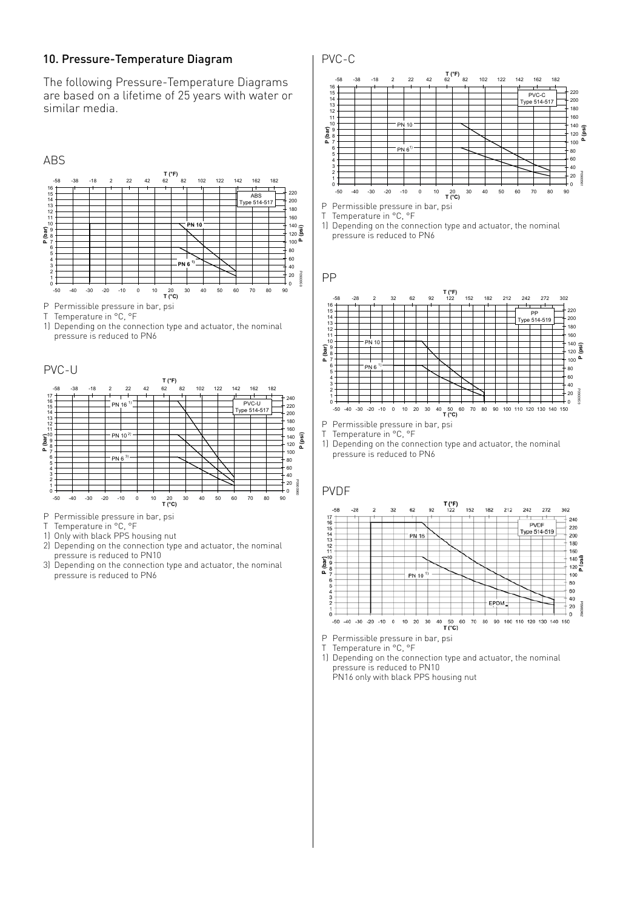## 10. Pressure-Temperature Diagram

The following Pressure-Temperature Diagrams are based on a lifetime of 25 years with water or similar media.

### ABS

T (°F)
-58 -38 -18 2 22 42 62 82 102 122 142 162 182
P (bar)
P (psi)
ABS
Type 514-517
PN 10
PN 6 1)
T (°C)
-50 -40 -30 -20 -10 0 10 20 30 40 50 60 70 80 90

P Permissible pressure in bar, psi
T Temperature in °C, °F
1) Depending on the connection type and actuator, the nominal pressure is reduced to PN6

### PVC-U

T (°F)
-58 -38 -18 2 22 42 62 82 102 122 142 162 182
P (bar)
P (psi)
PVC-U
Type 514-517
PN 16 1)
PN 10 2)
PN 6 3)
T (°C)
-50 -40 -30 -20 -10 0 10 20 30 40 50 60 70 80 90

P Permissible pressure in bar, psi
T Temperature in °C, °F
1) Only with black PPS housing nut
2) Depending on the connection type and actuator, the nominal pressure is reduced to PN10
3) Depending on the connection type and actuator, the nominal pressure is reduced to PN6

### PVC-C

T (°F)
-58 -38 -18 2 22 42 62 82 102 122 142 162 182
P (bar)
P (psi)
PVC-C
Type 514-517
PN 10
PN 6 1)
T (°C)
-50 -40 -30 -20 -10 0 10 20 30 40 50 60 70 80 90

P Permissible pressure in bar, psi
T Temperature in °C, °F
1) Depending on the connection type and actuator, the nominal pressure is reduced to PN6

### PP

T (°F)
-58 -28 2 32 62 92 122 152 182 212 242 272 302
P (bar)
P (psi)
PP
Type 514-519
PN 10
PN 6 1)
T (°C)
-50 -40 -30 -20 -10 0 10 20 30 40 50 60 70 80 90 100 110 120 130 140 150

P Permissible pressure in bar, psi
T Temperature in °C, °F
1) Depending on the connection type and actuator, the nominal pressure is reduced to PN6

### PVDF

T (°F)
-58 -28 2 32 62 92 122 152 182 212 242 272 302
P (bar)
P (psi)
PVDF
Type 514-519
PN 16
PN 10 1)
EPDM
T (°C)
-50 -40 -30 -20 -10 0 10 20 30 40 50 60 70 80 90 100 110 120 130 140 150

P Permissible pressure in bar, psi
T Temperature in °C, °F
1) Depending on the connection type and actuator, the nominal pressure is reduced to PN10
PN16 only with black PPS housing nut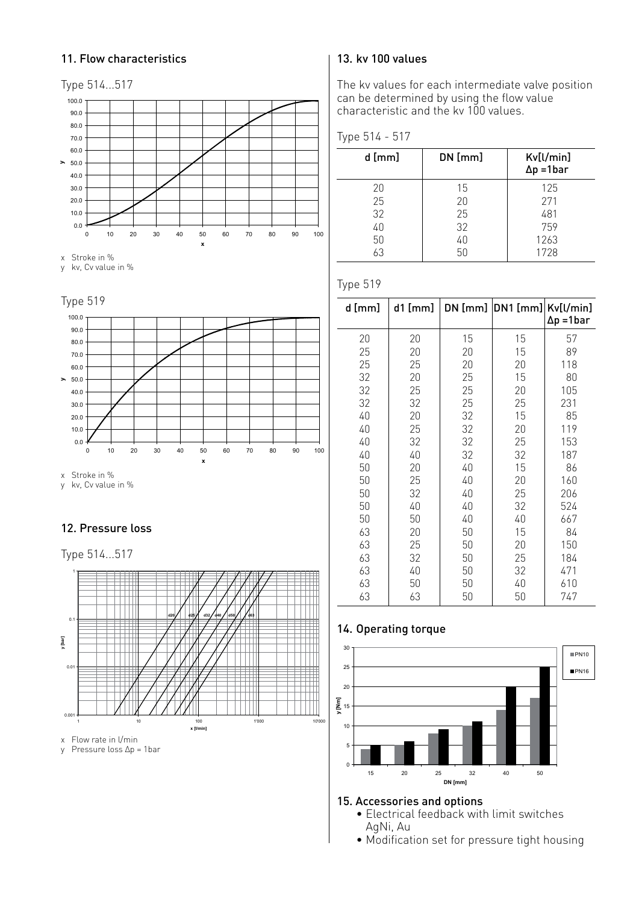## 11. Flow characteristics

Type 514...517

100.0
90.0
80.0
70.0
60.0
50.0
40.0
30.0
20.0
10.0
0.0
y
0 10 20 30 40 50 60 70 80 90 100
x

x Stroke in %
y kv, Cv value in %

Type 519

100.0
90.0
80.0
70.0
60.0
50.0
40.0
30.0
20.0
10.0
0.0
y
0 10 20 30 40 50 60 70 80 90 100
x

x Stroke in %
y kv, Cv value in %

## 12. Pressure loss

Type 514...517

1
0.1
0.01
0.001
y [bar]
d20 d25 d32 d40 d50 d63
1 10 100 1'000 10'000
x [l/min]

x Flow rate in l/min
y Pressure loss Δp = 1bar

## 13. kv 100 values

The kv values for each intermediate valve position can be determined by using the flow value characteristic and the kv 100 values.

Type 514 - 517

| d [mm] | DN [mm] | Kv[l/min] Δp =1bar |
|---|---|---|
| 20 | 15 | 125 |
| 25 | 20 | 271 |
| 32 | 25 | 481 |
| 40 | 32 | 759 |
| 50 | 40 | 1263 |
| 63 | 50 | 1728 |

Type 519

| d [mm] | d1 [mm] | DN [mm] | DN1 [mm] | Kv[l/min] Δp =1bar |
|---|---|---|---|---|
| 20 | 20 | 15 | 15 | 57 |
| 25 | 20 | 20 | 15 | 89 |
| 25 | 25 | 20 | 20 | 118 |
| 32 | 20 | 25 | 15 | 80 |
| 32 | 25 | 25 | 20 | 105 |
| 32 | 32 | 25 | 25 | 231 |
| 40 | 20 | 32 | 15 | 85 |
| 40 | 25 | 32 | 20 | 119 |
| 40 | 32 | 32 | 25 | 153 |
| 40 | 40 | 32 | 32 | 187 |
| 50 | 20 | 40 | 15 | 86 |
| 50 | 25 | 40 | 20 | 160 |
| 50 | 32 | 40 | 25 | 206 |
| 50 | 40 | 40 | 32 | 524 |
| 50 | 50 | 40 | 40 | 667 |
| 63 | 20 | 50 | 15 | 84 |
| 63 | 25 | 50 | 20 | 150 |
| 63 | 32 | 50 | 25 | 184 |
| 63 | 40 | 50 | 32 | 471 |
| 63 | 50 | 50 | 40 | 610 |
| 63 | 63 | 50 | 50 | 747 |

## 14. Operating torque

30
25
20
15
10
5
0
y [Nm]
15 20 25 32 40 50
DN [mm]
PN10
PN16

## 15. Accessories and options

- Electrical feedback with limit switches AgNi, Au
- Modification set for pressure tight housing